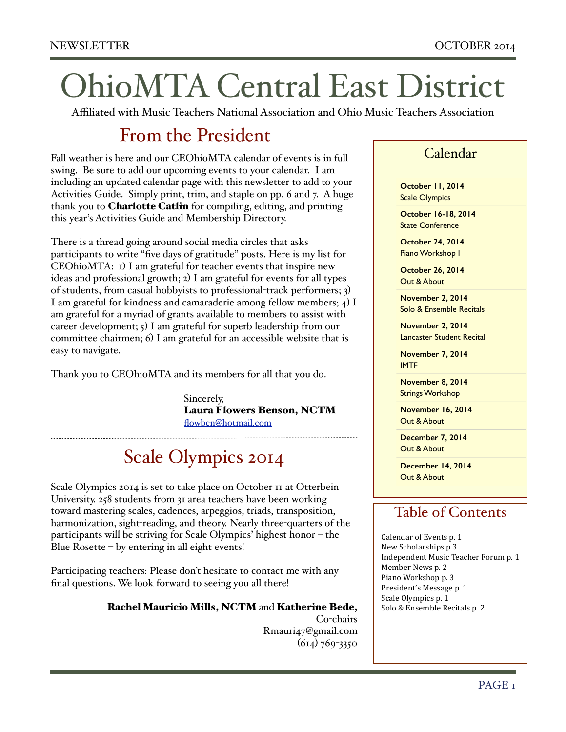# OhioMTA Central East District

Affiliated with Music Teachers National Association and Ohio Music Teachers Association

## From the President

Fall weather is here and our CEOhioMTA calendar of events is in full swing. Be sure to add our upcoming events to your calendar. I am including an updated calendar page with this newsletter to add to your Activities Guide. Simply print, trim, and staple on pp. 6 and 7. A huge thank you to **Charlotte Catlin** for compiling, editing, and printing this year's Activities Guide and Membership Directory.

There is a thread going around social media circles that asks participants to write "five days of gratitude" posts. Here is my list for CEOhioMTA: 1) I am grateful for teacher events that inspire new ideas and professional growth; 2) I am grateful for events for all types of students, from casual hobbyists to professional-track performers; 3) I am grateful for kindness and camaraderie among fellow members; 4) I am grateful for a myriad of grants available to members to assist with career development; 5) I am grateful for superb leadership from our committee chairmen; 6) I am grateful for an accessible website that is easy to navigate.

Thank you to CEOhioMTA and its members for all that you do.

Sincerely,
**Laura Flowers Benson, NCTM**
flowben@hotmail.com

---

## Scale Olympics 2014

Scale Olympics 2014 is set to take place on October 11 at Otterbein University. 258 students from 31 area teachers have been working toward mastering scales, cadences, arpeggios, triads, transposition, harmonization, sight-reading, and theory. Nearly three-quarters of the participants will be striving for Scale Olympics' highest honor – the Blue Rosette – by entering in all eight events!

Participating teachers: Please don't hesitate to contact me with any final questions. We look forward to seeing you all there!

**Rachel Mauricio Mills, NCTM** and **Katherine Bede,**
Co-chairs
Rmauri47@gmail.com
(614) 769-3350

## Calendar

**October 11, 2014**
Scale Olympics

**October 16-18, 2014**
State Conference

**October 24, 2014**
Piano Workshop I

**October 26, 2014**
Out & About

**November 2, 2014**
Solo & Ensemble Recitals

**November 2, 2014**
Lancaster Student Recital

**November 7, 2014**
IMTF

**November 8, 2014**
Strings Workshop

**November 16, 2014**
Out & About

**December 7, 2014**
Out & About

**December 14, 2014**
Out & About

## Table of Contents

Calendar of Events p. 1
New Scholarships p.3
Independent Music Teacher Forum p. 1
Member News p. 2
Piano Workshop p. 3
President's Message p. 1
Scale Olympics p. 1
Solo & Ensemble Recitals p. 2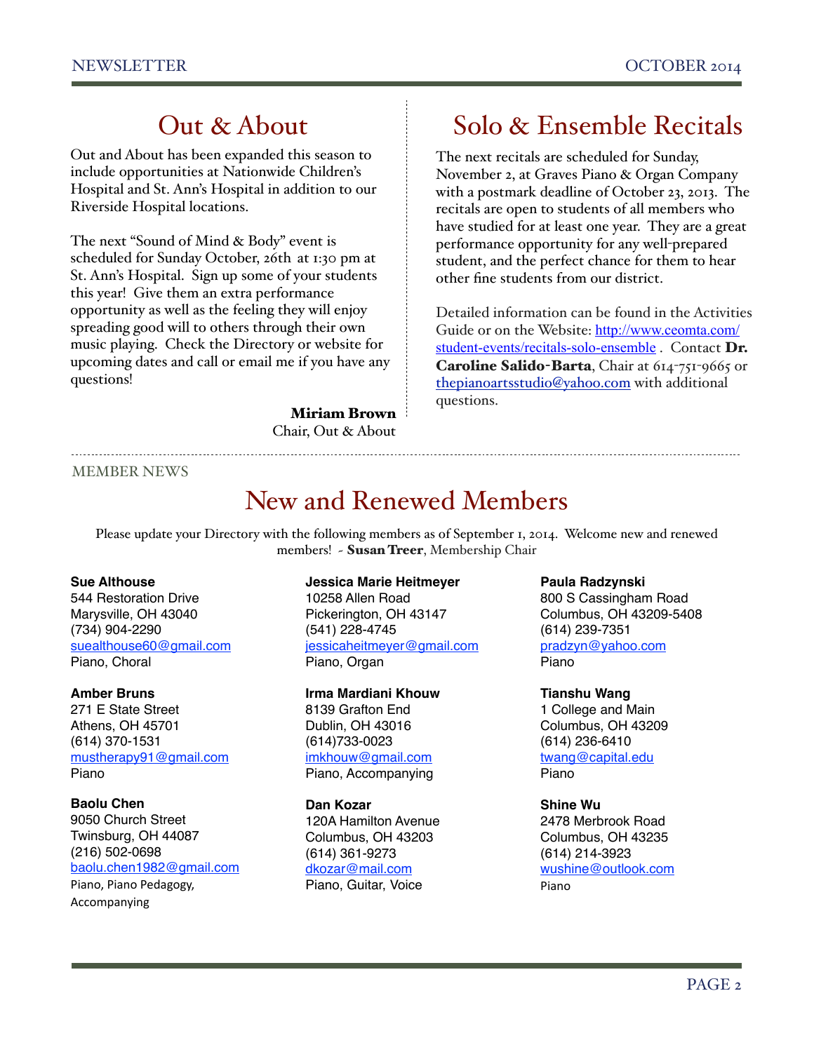## Out & About

Out and About has been expanded this season to include opportunities at Nationwide Children's Hospital and St. Ann's Hospital in addition to our Riverside Hospital locations.

The next "Sound of Mind & Body" event is scheduled for Sunday October, 26th at 1:30 pm at St. Ann's Hospital. Sign up some of your students this year! Give them an extra performance opportunity as well as the feeling they will enjoy spreading good will to others through their own music playing. Check the Directory or website for upcoming dates and call or email me if you have any questions!

**Miriam Brown**
Chair, Out & About

## Solo & Ensemble Recitals

The next recitals are scheduled for Sunday, November 2, at Graves Piano & Organ Company with a postmark deadline of October 23, 2013. The recitals are open to students of all members who have studied for at least one year. They are a great performance opportunity for any well-prepared student, and the perfect chance for them to hear other fine students from our district.

Detailed information can be found in the Activities Guide or on the Website: http://www.ceomta.com/student-events/recitals-solo-ensemble . Contact **Dr. Caroline Salido-Barta**, Chair at 614-751-9665 or thepianoartsstudio@yahoo.com with additional questions.

MEMBER NEWS

## New and Renewed Members

Please update your Directory with the following members as of September 1, 2014. Welcome new and renewed members! - **Susan Treer**, Membership Chair

**Sue Althouse**
544 Restoration Drive
Marysville, OH 43040
(734) 904-2290
suealthouse60@gmail.com
Piano, Choral

**Amber Bruns**
271 E State Street
Athens, OH 45701
(614) 370-1531
mustherapy91@gmail.com
Piano

**Baolu Chen**
9050 Church Street
Twinsburg, OH 44087
(216) 502-0698
baolu.chen1982@gmail.com
Piano, Piano Pedagogy, Accompanying

**Jessica Marie Heitmeyer**
10258 Allen Road
Pickerington, OH 43147
(541) 228-4745
jessicaheitmeyer@gmail.com
Piano, Organ

**Irma Mardiani Khouw**
8139 Grafton End
Dublin, OH 43016
(614)733-0023
imkhouw@gmail.com
Piano, Accompanying

**Dan Kozar**
120A Hamilton Avenue
Columbus, OH 43203
(614) 361-9273
dkozar@mail.com
Piano, Guitar, Voice

**Paula Radzynski**
800 S Cassingham Road
Columbus, OH 43209-5408
(614) 239-7351
pradzyn@yahoo.com
Piano

**Tianshu Wang**
1 College and Main
Columbus, OH 43209
(614) 236-6410
twang@capital.edu
Piano

**Shine Wu**
2478 Merbrook Road
Columbus, OH 43235
(614) 214-3923
wushine@outlook.com
Piano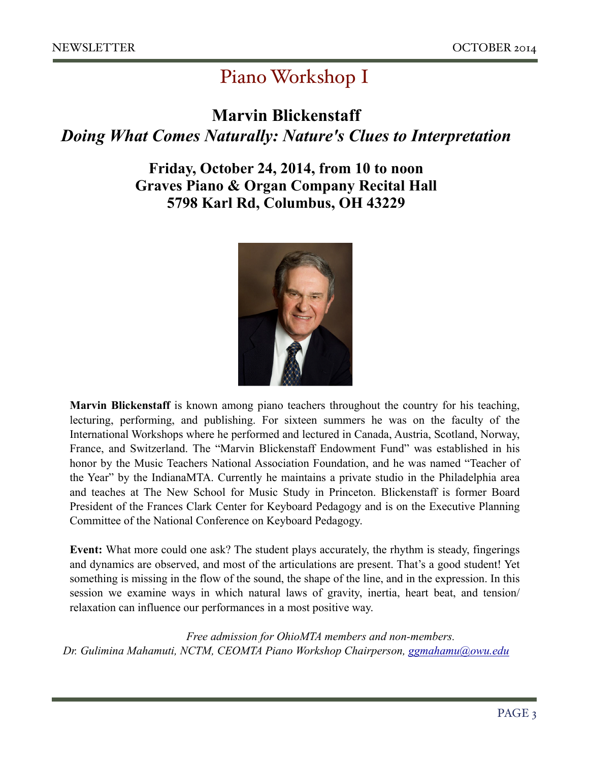# Piano Workshop I

## Marvin Blickenstaff

## *Doing What Comes Naturally: Nature's Clues to Interpretation*

### Friday, October 24, 2014, from 10 to noon
### Graves Piano & Organ Company Recital Hall
### 5798 Karl Rd, Columbus, OH 43229

**Marvin Blickenstaff** is known among piano teachers throughout the country for his teaching, lecturing, performing, and publishing. For sixteen summers he was on the faculty of the International Workshops where he performed and lectured in Canada, Austria, Scotland, Norway, France, and Switzerland. The "Marvin Blickenstaff Endowment Fund" was established in his honor by the Music Teachers National Association Foundation, and he was named "Teacher of the Year" by the IndianaMTA. Currently he maintains a private studio in the Philadelphia area and teaches at The New School for Music Study in Princeton. Blickenstaff is former Board President of the Frances Clark Center for Keyboard Pedagogy and is on the Executive Planning Committee of the National Conference on Keyboard Pedagogy.

**Event:** What more could one ask? The student plays accurately, the rhythm is steady, fingerings and dynamics are observed, and most of the articulations are present. That's a good student! Yet something is missing in the flow of the sound, the shape of the line, and in the expression. In this session we examine ways in which natural laws of gravity, inertia, heart beat, and tension/relaxation can influence our performances in a most positive way.

*Free admission for OhioMTA members and non-members.*
*Dr. Gulimina Mahamuti, NCTM, CEOMTA Piano Workshop Chairperson, ggmahamu@owu.edu*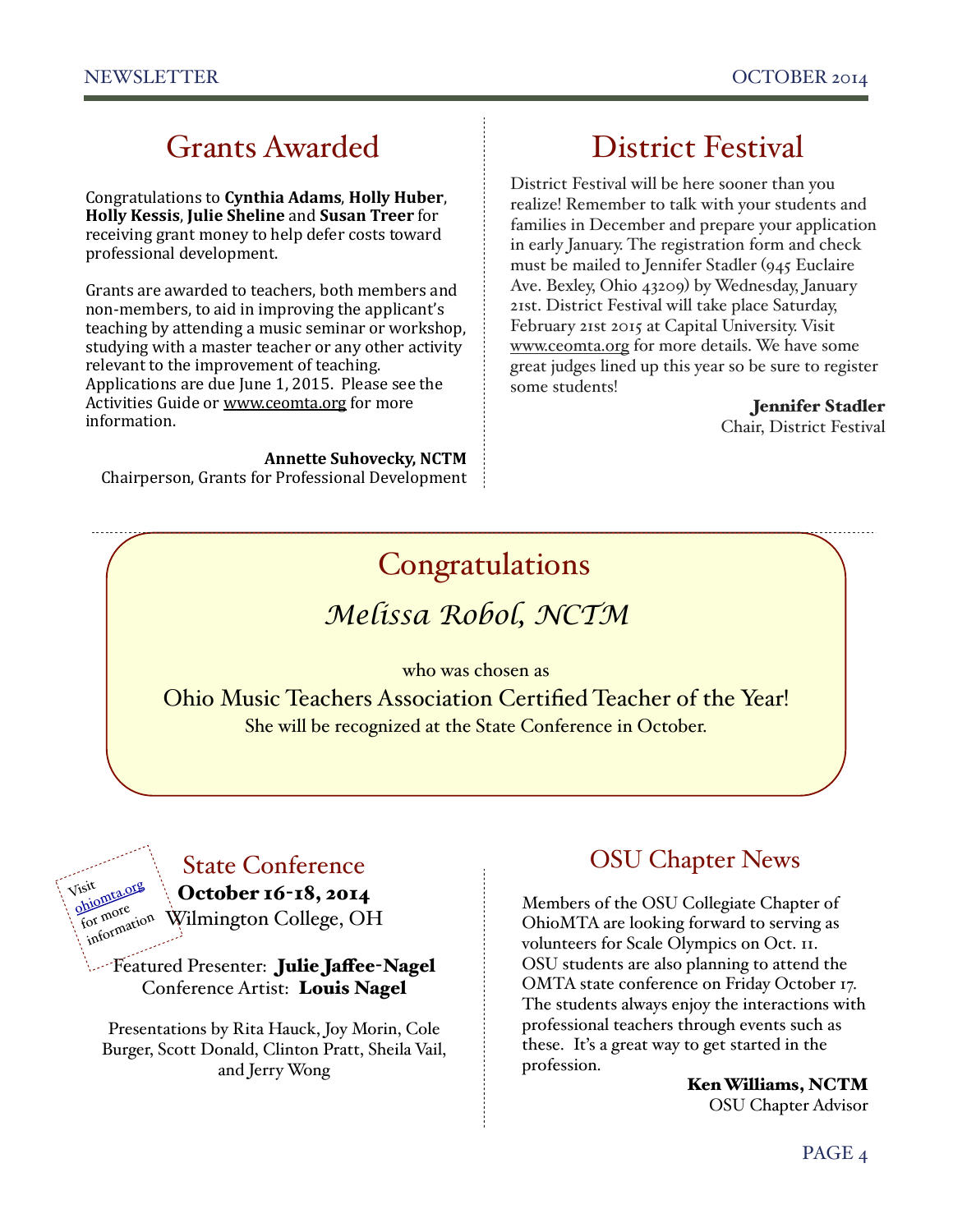## Grants Awarded

Congratulations to **Cynthia Adams**, **Holly Huber**, **Holly Kessis**, **Julie Sheline** and **Susan Treer** for receiving grant money to help defer costs toward professional development.

Grants are awarded to teachers, both members and non-members, to aid in improving the applicant's teaching by attending a music seminar or workshop, studying with a master teacher or any other activity relevant to the improvement of teaching. Applications are due June 1, 2015. Please see the Activities Guide or www.ceomta.org for more information.

**Annette Suhovecky, NCTM**
Chairperson, Grants for Professional Development

## District Festival

District Festival will be here sooner than you realize! Remember to talk with your students and families in December and prepare your application in early January. The registration form and check must be mailed to Jennifer Stadler (945 Euclaire Ave. Bexley, Ohio 43209) by Wednesday, January 21st. District Festival will take place Saturday, February 21st 2015 at Capital University. Visit www.ceomta.org for more details. We have some great judges lined up this year so be sure to register some students!

**Jennifer Stadler**
Chair, District Festival

## Congratulations

*Melissa Robol, NCTM*

who was chosen as

Ohio Music Teachers Association Certified Teacher of the Year!

She will be recognized at the State Conference in October.

## State Conference

Visit ohiomta.org for more information

**October 16-18, 2014**
Wilmington College, OH

Featured Presenter: **Julie Jaffee-Nagel**
Conference Artist: **Louis Nagel**

Presentations by Rita Hauck, Joy Morin, Cole Burger, Scott Donald, Clinton Pratt, Sheila Vail, and Jerry Wong

## OSU Chapter News

Members of the OSU Collegiate Chapter of OhioMTA are looking forward to serving as volunteers for Scale Olympics on Oct. 11. OSU students are also planning to attend the OMTA state conference on Friday October 17. The students always enjoy the interactions with professional teachers through events such as these. It's a great way to get started in the profession.

**Ken Williams, NCTM**
OSU Chapter Advisor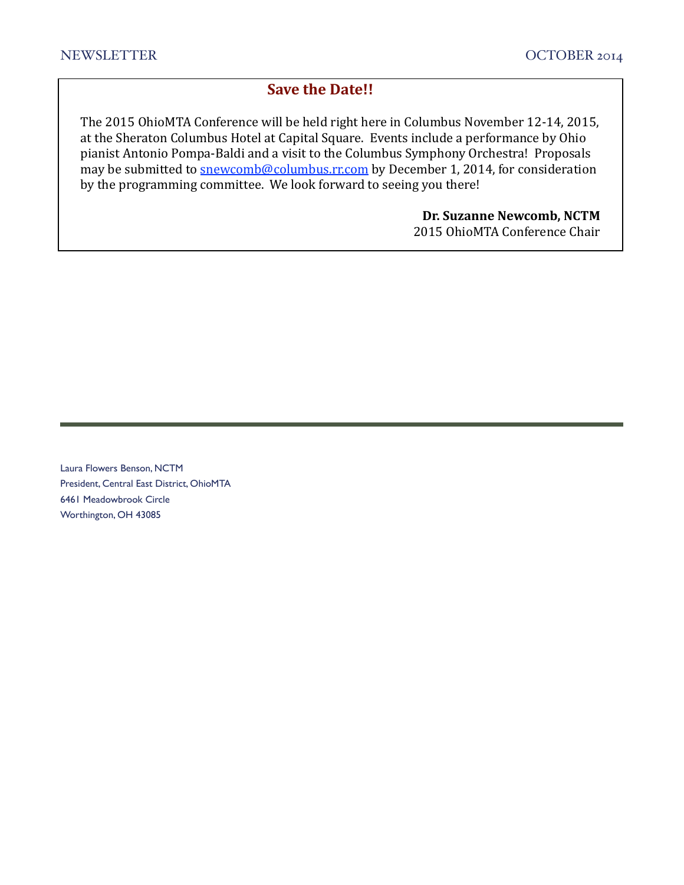## Save the Date!!

The 2015 OhioMTA Conference will be held right here in Columbus November 12-14, 2015, at the Sheraton Columbus Hotel at Capital Square. Events include a performance by Ohio pianist Antonio Pompa-Baldi and a visit to the Columbus Symphony Orchestra! Proposals may be submitted to snewcomb@columbus.rr.com by December 1, 2014, for consideration by the programming committee. We look forward to seeing you there!

**Dr. Suzanne Newcomb, NCTM**
2015 OhioMTA Conference Chair

---

Laura Flowers Benson, NCTM
President, Central East District, OhioMTA
6461 Meadowbrook Circle
Worthington, OH 43085